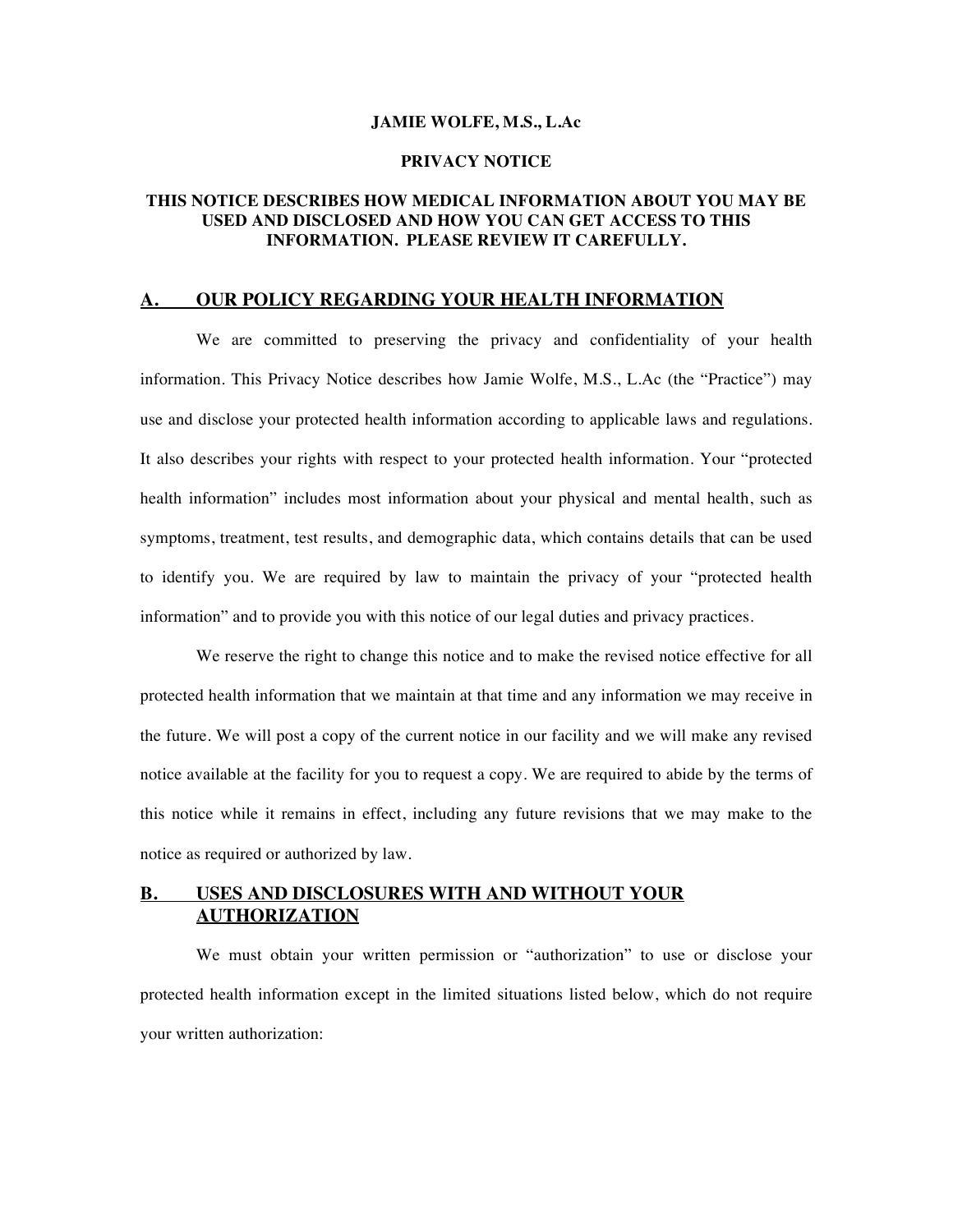**JAMIE WOLFE, M.S., L.Ac**

**PRIVACY NOTICE**

**THIS NOTICE DESCRIBES HOW MEDICAL INFORMATION ABOUT YOU MAY BE USED AND DISCLOSED AND HOW YOU CAN GET ACCESS TO THIS INFORMATION. PLEASE REVIEW IT CAREFULLY.**

## A. OUR POLICY REGARDING YOUR HEALTH INFORMATION

We are committed to preserving the privacy and confidentiality of your health information. This Privacy Notice describes how Jamie Wolfe, M.S., L.Ac (the "Practice") may use and disclose your protected health information according to applicable laws and regulations. It also describes your rights with respect to your protected health information. Your "protected health information" includes most information about your physical and mental health, such as symptoms, treatment, test results, and demographic data, which contains details that can be used to identify you. We are required by law to maintain the privacy of your "protected health information" and to provide you with this notice of our legal duties and privacy practices.

We reserve the right to change this notice and to make the revised notice effective for all protected health information that we maintain at that time and any information we may receive in the future. We will post a copy of the current notice in our facility and we will make any revised notice available at the facility for you to request a copy. We are required to abide by the terms of this notice while it remains in effect, including any future revisions that we may make to the notice as required or authorized by law.

## B. USES AND DISCLOSURES WITH AND WITHOUT YOUR AUTHORIZATION

We must obtain your written permission or "authorization" to use or disclose your protected health information except in the limited situations listed below, which do not require your written authorization: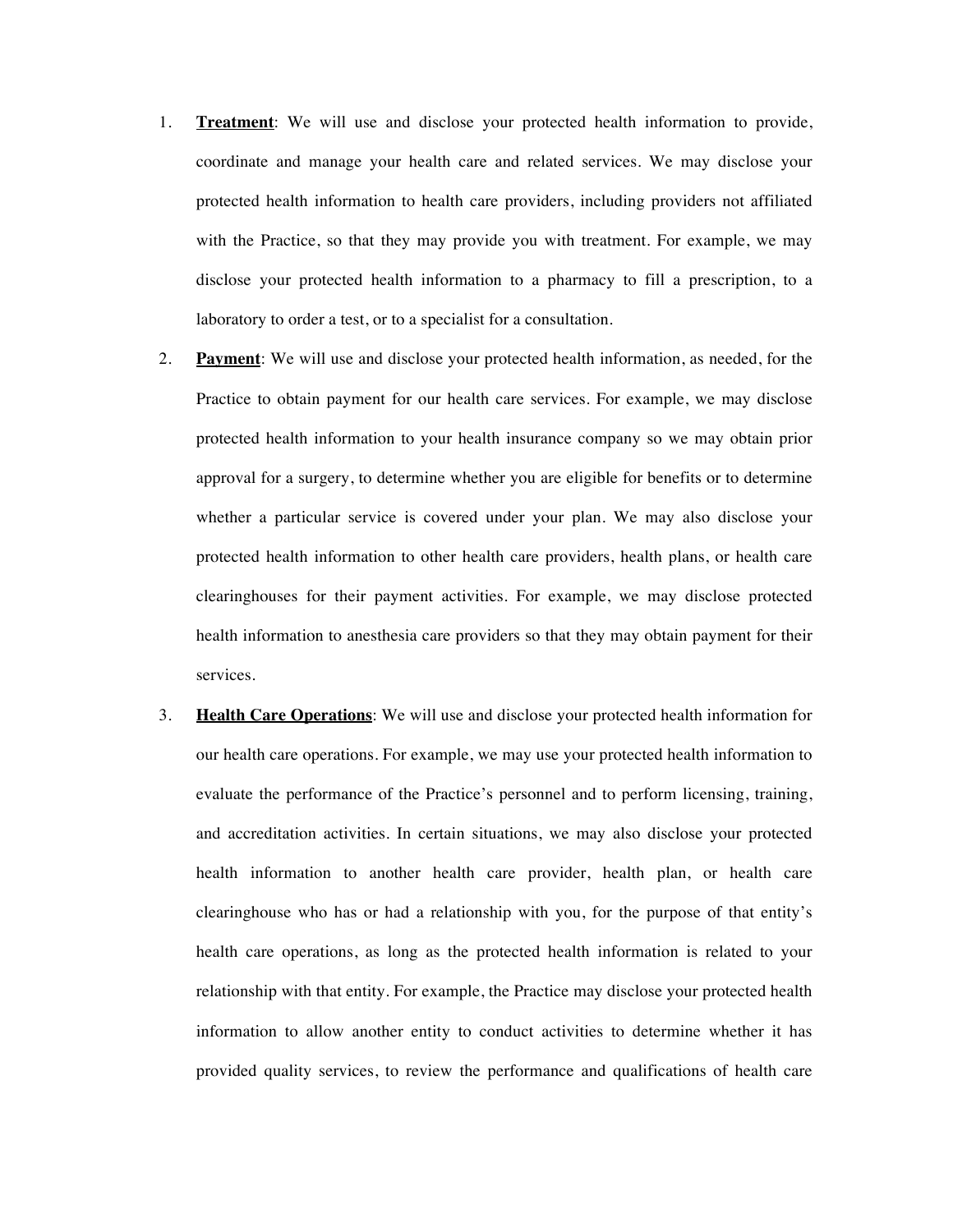1. **<u>Treatment</u>**: We will use and disclose your protected health information to provide, coordinate and manage your health care and related services. We may disclose your protected health information to health care providers, including providers not affiliated with the Practice, so that they may provide you with treatment. For example, we may disclose your protected health information to a pharmacy to fill a prescription, to a laboratory to order a test, or to a specialist for a consultation.

2. **<u>Payment</u>**: We will use and disclose your protected health information, as needed, for the Practice to obtain payment for our health care services. For example, we may disclose protected health information to your health insurance company so we may obtain prior approval for a surgery, to determine whether you are eligible for benefits or to determine whether a particular service is covered under your plan. We may also disclose your protected health information to other health care providers, health plans, or health care clearinghouses for their payment activities. For example, we may disclose protected health information to anesthesia care providers so that they may obtain payment for their services.

3. **<u>Health Care Operations</u>**: We will use and disclose your protected health information for our health care operations. For example, we may use your protected health information to evaluate the performance of the Practice's personnel and to perform licensing, training, and accreditation activities. In certain situations, we may also disclose your protected health information to another health care provider, health plan, or health care clearinghouse who has or had a relationship with you, for the purpose of that entity's health care operations, as long as the protected health information is related to your relationship with that entity. For example, the Practice may disclose your protected health information to allow another entity to conduct activities to determine whether it has provided quality services, to review the performance and qualifications of health care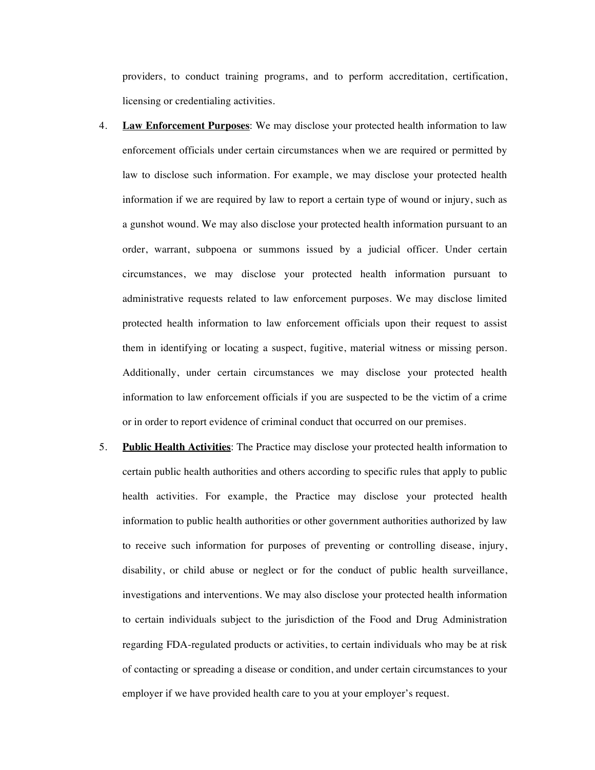providers, to conduct training programs, and to perform accreditation, certification, licensing or credentialing activities.

4. **<u>Law Enforcement Purposes</u>**: We may disclose your protected health information to law enforcement officials under certain circumstances when we are required or permitted by law to disclose such information. For example, we may disclose your protected health information if we are required by law to report a certain type of wound or injury, such as a gunshot wound. We may also disclose your protected health information pursuant to an order, warrant, subpoena or summons issued by a judicial officer. Under certain circumstances, we may disclose your protected health information pursuant to administrative requests related to law enforcement purposes. We may disclose limited protected health information to law enforcement officials upon their request to assist them in identifying or locating a suspect, fugitive, material witness or missing person. Additionally, under certain circumstances we may disclose your protected health information to law enforcement officials if you are suspected to be the victim of a crime or in order to report evidence of criminal conduct that occurred on our premises.

5. **<u>Public Health Activities</u>**: The Practice may disclose your protected health information to certain public health authorities and others according to specific rules that apply to public health activities. For example, the Practice may disclose your protected health information to public health authorities or other government authorities authorized by law to receive such information for purposes of preventing or controlling disease, injury, disability, or child abuse or neglect or for the conduct of public health surveillance, investigations and interventions. We may also disclose your protected health information to certain individuals subject to the jurisdiction of the Food and Drug Administration regarding FDA-regulated products or activities, to certain individuals who may be at risk of contacting or spreading a disease or condition, and under certain circumstances to your employer if we have provided health care to you at your employer's request.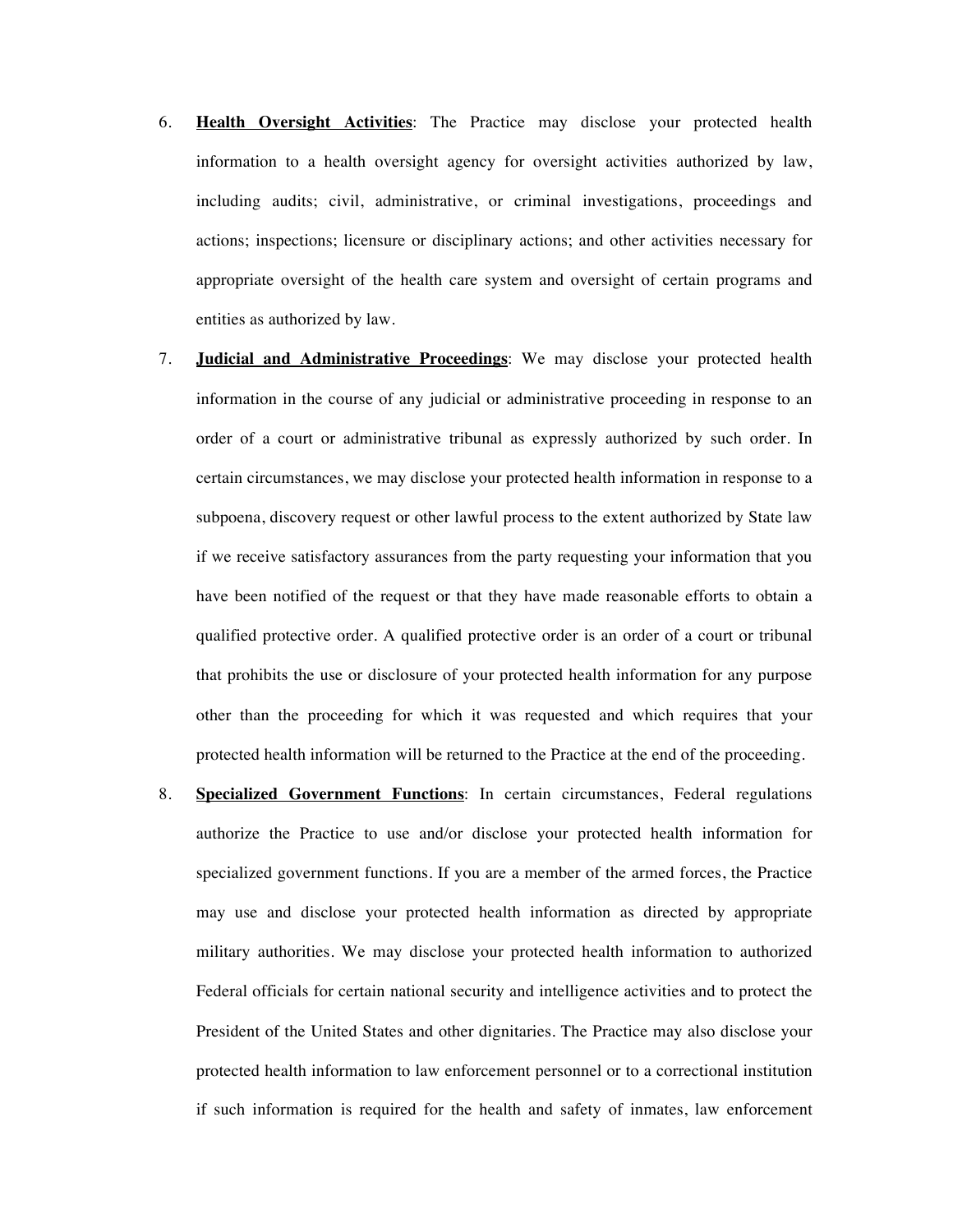6. **Health Oversight Activities**: The Practice may disclose your protected health information to a health oversight agency for oversight activities authorized by law, including audits; civil, administrative, or criminal investigations, proceedings and actions; inspections; licensure or disciplinary actions; and other activities necessary for appropriate oversight of the health care system and oversight of certain programs and entities as authorized by law.

7. **Judicial and Administrative Proceedings**: We may disclose your protected health information in the course of any judicial or administrative proceeding in response to an order of a court or administrative tribunal as expressly authorized by such order. In certain circumstances, we may disclose your protected health information in response to a subpoena, discovery request or other lawful process to the extent authorized by State law if we receive satisfactory assurances from the party requesting your information that you have been notified of the request or that they have made reasonable efforts to obtain a qualified protective order. A qualified protective order is an order of a court or tribunal that prohibits the use or disclosure of your protected health information for any purpose other than the proceeding for which it was requested and which requires that your protected health information will be returned to the Practice at the end of the proceeding.

8. **Specialized Government Functions**: In certain circumstances, Federal regulations authorize the Practice to use and/or disclose your protected health information for specialized government functions. If you are a member of the armed forces, the Practice may use and disclose your protected health information as directed by appropriate military authorities. We may disclose your protected health information to authorized Federal officials for certain national security and intelligence activities and to protect the President of the United States and other dignitaries. The Practice may also disclose your protected health information to law enforcement personnel or to a correctional institution if such information is required for the health and safety of inmates, law enforcement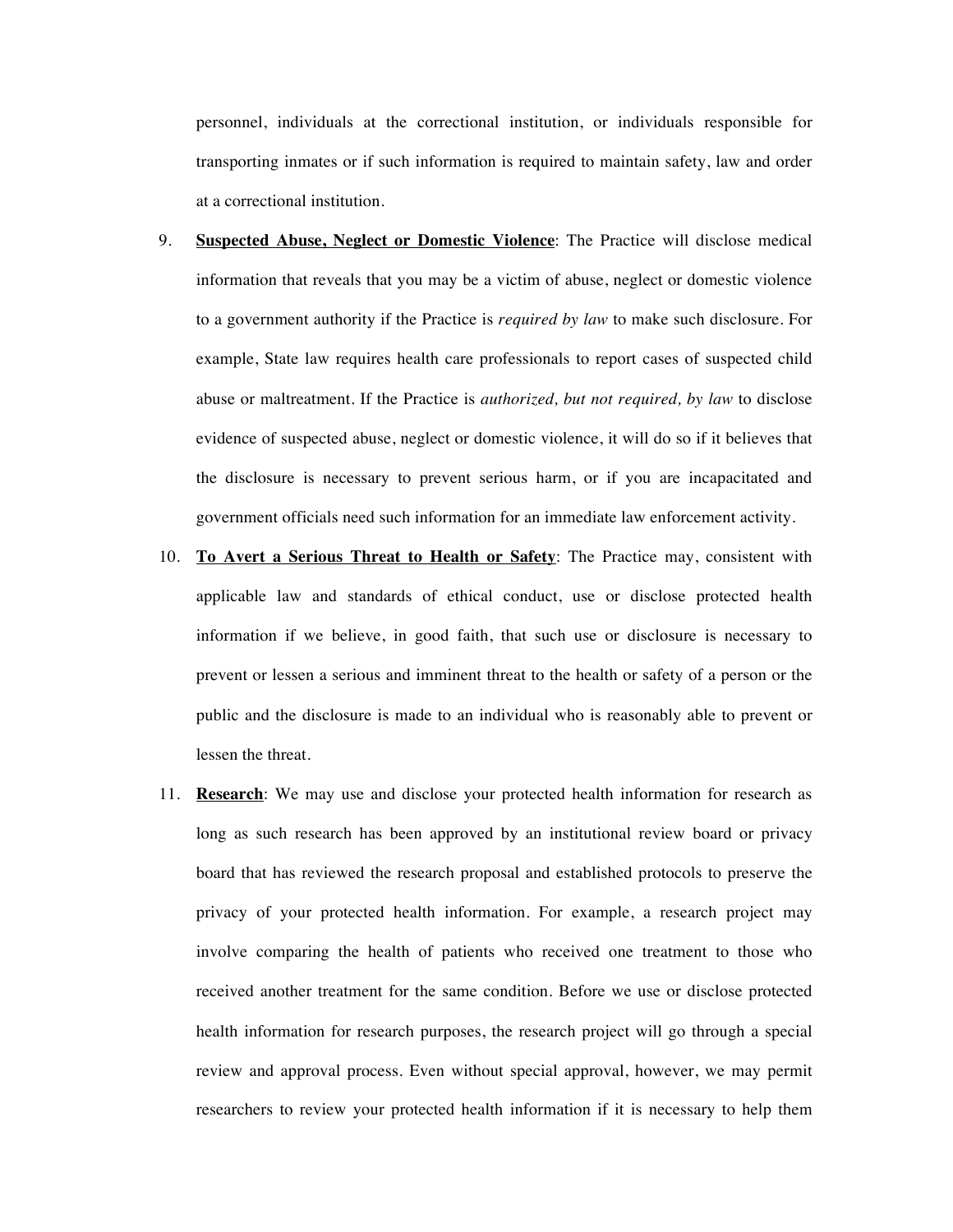personnel, individuals at the correctional institution, or individuals responsible for transporting inmates or if such information is required to maintain safety, law and order at a correctional institution.

9. **Suspected Abuse, Neglect or Domestic Violence**: The Practice will disclose medical information that reveals that you may be a victim of abuse, neglect or domestic violence to a government authority if the Practice is *required by law* to make such disclosure. For example, State law requires health care professionals to report cases of suspected child abuse or maltreatment. If the Practice is *authorized, but not required, by law* to disclose evidence of suspected abuse, neglect or domestic violence, it will do so if it believes that the disclosure is necessary to prevent serious harm, or if you are incapacitated and government officials need such information for an immediate law enforcement activity.

10. **To Avert a Serious Threat to Health or Safety**: The Practice may, consistent with applicable law and standards of ethical conduct, use or disclose protected health information if we believe, in good faith, that such use or disclosure is necessary to prevent or lessen a serious and imminent threat to the health or safety of a person or the public and the disclosure is made to an individual who is reasonably able to prevent or lessen the threat.

11. **Research**: We may use and disclose your protected health information for research as long as such research has been approved by an institutional review board or privacy board that has reviewed the research proposal and established protocols to preserve the privacy of your protected health information. For example, a research project may involve comparing the health of patients who received one treatment to those who received another treatment for the same condition. Before we use or disclose protected health information for research purposes, the research project will go through a special review and approval process. Even without special approval, however, we may permit researchers to review your protected health information if it is necessary to help them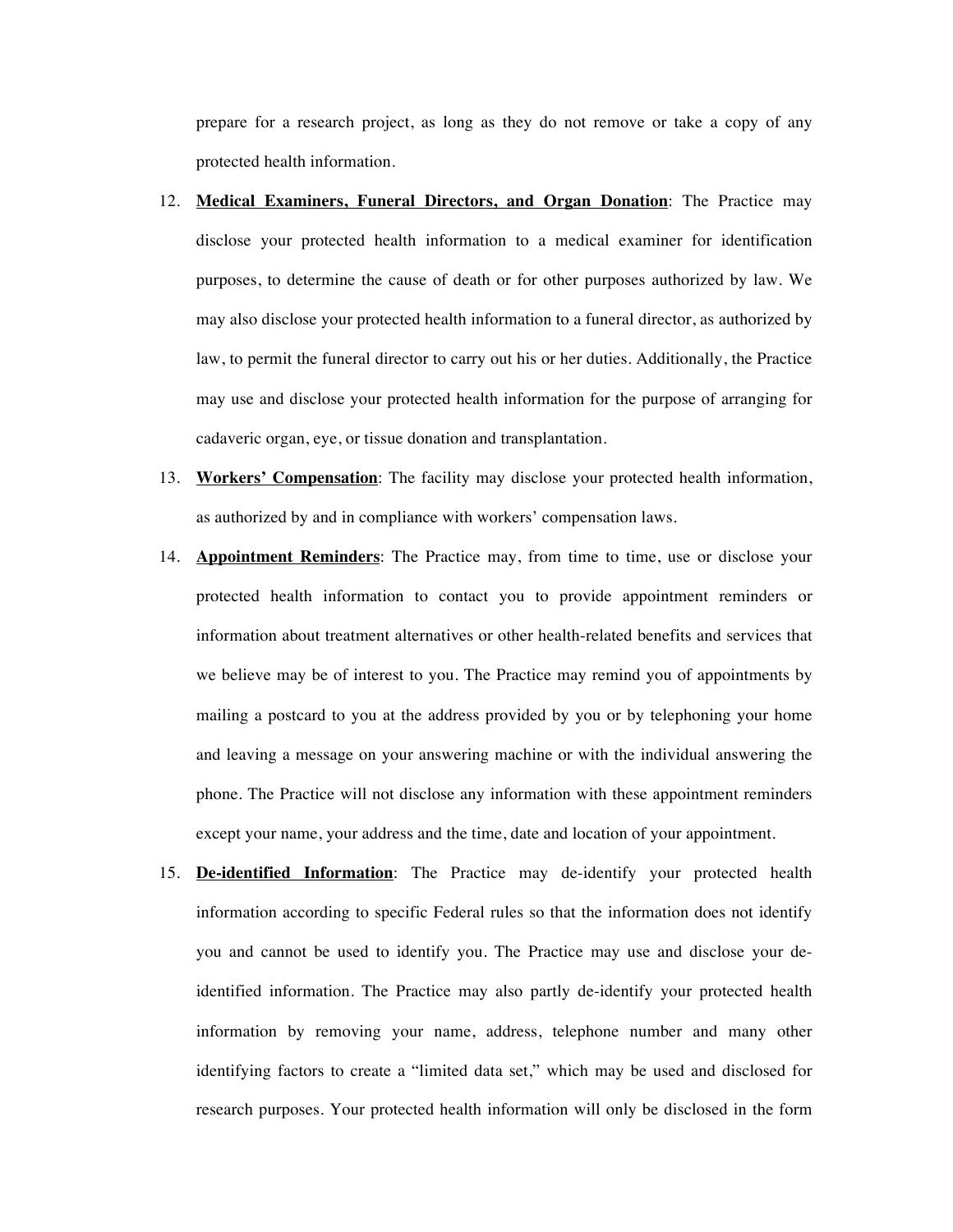prepare for a research project, as long as they do not remove or take a copy of any protected health information.

12. **Medical Examiners, Funeral Directors, and Organ Donation**: The Practice may disclose your protected health information to a medical examiner for identification purposes, to determine the cause of death or for other purposes authorized by law. We may also disclose your protected health information to a funeral director, as authorized by law, to permit the funeral director to carry out his or her duties. Additionally, the Practice may use and disclose your protected health information for the purpose of arranging for cadaveric organ, eye, or tissue donation and transplantation.

13. **Workers' Compensation**: The facility may disclose your protected health information, as authorized by and in compliance with workers' compensation laws.

14. **Appointment Reminders**: The Practice may, from time to time, use or disclose your protected health information to contact you to provide appointment reminders or information about treatment alternatives or other health-related benefits and services that we believe may be of interest to you. The Practice may remind you of appointments by mailing a postcard to you at the address provided by you or by telephoning your home and leaving a message on your answering machine or with the individual answering the phone. The Practice will not disclose any information with these appointment reminders except your name, your address and the time, date and location of your appointment.

15. **De-identified Information**: The Practice may de-identify your protected health information according to specific Federal rules so that the information does not identify you and cannot be used to identify you. The Practice may use and disclose your de-identified information. The Practice may also partly de-identify your protected health information by removing your name, address, telephone number and many other identifying factors to create a "limited data set," which may be used and disclosed for research purposes. Your protected health information will only be disclosed in the form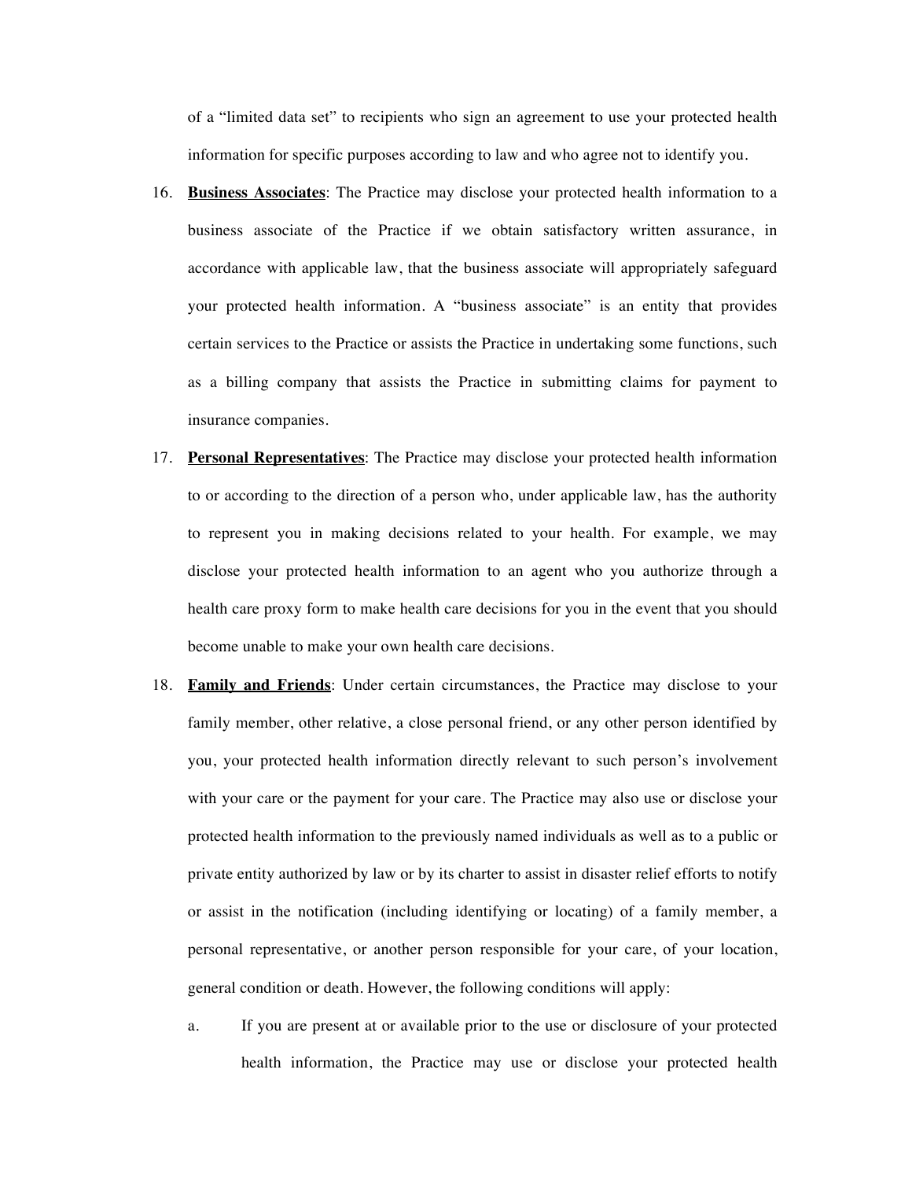of a "limited data set" to recipients who sign an agreement to use your protected health information for specific purposes according to law and who agree not to identify you.

16. **Business Associates**: The Practice may disclose your protected health information to a business associate of the Practice if we obtain satisfactory written assurance, in accordance with applicable law, that the business associate will appropriately safeguard your protected health information. A "business associate" is an entity that provides certain services to the Practice or assists the Practice in undertaking some functions, such as a billing company that assists the Practice in submitting claims for payment to insurance companies.

17. **Personal Representatives**: The Practice may disclose your protected health information to or according to the direction of a person who, under applicable law, has the authority to represent you in making decisions related to your health. For example, we may disclose your protected health information to an agent who you authorize through a health care proxy form to make health care decisions for you in the event that you should become unable to make your own health care decisions.

18. **Family and Friends**: Under certain circumstances, the Practice may disclose to your family member, other relative, a close personal friend, or any other person identified by you, your protected health information directly relevant to such person's involvement with your care or the payment for your care. The Practice may also use or disclose your protected health information to the previously named individuals as well as to a public or private entity authorized by law or by its charter to assist in disaster relief efforts to notify or assist in the notification (including identifying or locating) of a family member, a personal representative, or another person responsible for your care, of your location, general condition or death. However, the following conditions will apply:

    a. If you are present at or available prior to the use or disclosure of your protected health information, the Practice may use or disclose your protected health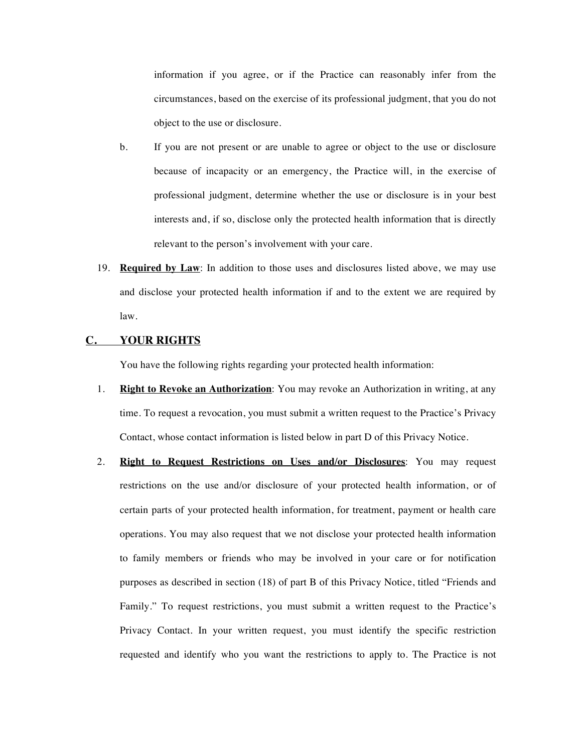information if you agree, or if the Practice can reasonably infer from the circumstances, based on the exercise of its professional judgment, that you do not object to the use or disclosure.

b. If you are not present or are unable to agree or object to the use or disclosure because of incapacity or an emergency, the Practice will, in the exercise of professional judgment, determine whether the use or disclosure is in your best interests and, if so, disclose only the protected health information that is directly relevant to the person's involvement with your care.

19. **Required by Law**: In addition to those uses and disclosures listed above, we may use and disclose your protected health information if and to the extent we are required by law.

## C. YOUR RIGHTS

You have the following rights regarding your protected health information:

1. **Right to Revoke an Authorization**: You may revoke an Authorization in writing, at any time. To request a revocation, you must submit a written request to the Practice's Privacy Contact, whose contact information is listed below in part D of this Privacy Notice.

2. **Right to Request Restrictions on Uses and/or Disclosures**: You may request restrictions on the use and/or disclosure of your protected health information, or of certain parts of your protected health information, for treatment, payment or health care operations. You may also request that we not disclose your protected health information to family members or friends who may be involved in your care or for notification purposes as described in section (18) of part B of this Privacy Notice, titled "Friends and Family." To request restrictions, you must submit a written request to the Practice's Privacy Contact. In your written request, you must identify the specific restriction requested and identify who you want the restrictions to apply to. The Practice is not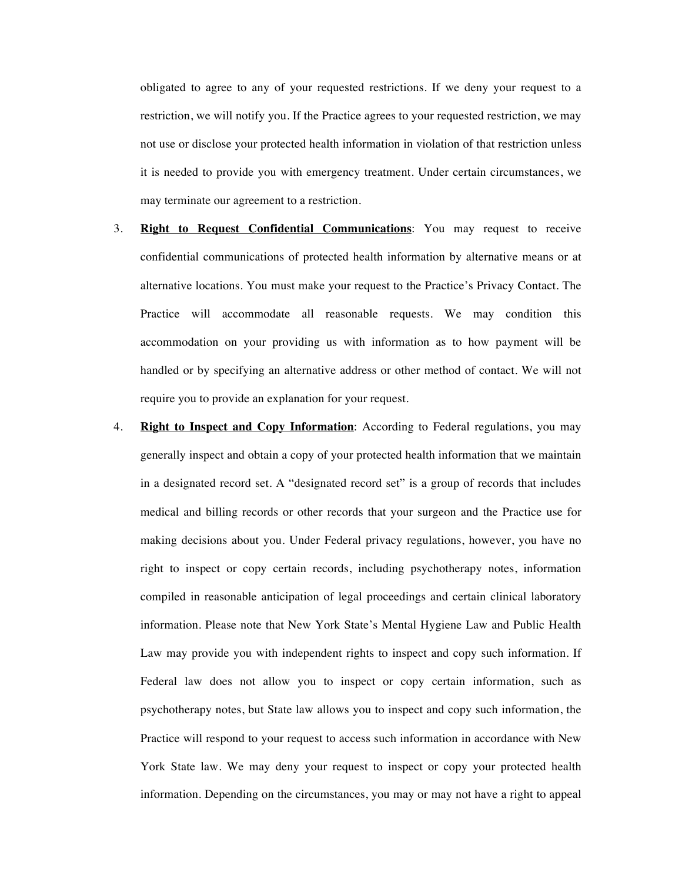obligated to agree to any of your requested restrictions. If we deny your request to a restriction, we will notify you. If the Practice agrees to your requested restriction, we may not use or disclose your protected health information in violation of that restriction unless it is needed to provide you with emergency treatment. Under certain circumstances, we may terminate our agreement to a restriction.

3. **<u>Right to Request Confidential Communications</u>**: You may request to receive confidential communications of protected health information by alternative means or at alternative locations. You must make your request to the Practice's Privacy Contact. The Practice will accommodate all reasonable requests. We may condition this accommodation on your providing us with information as to how payment will be handled or by specifying an alternative address or other method of contact. We will not require you to provide an explanation for your request.

4. **<u>Right to Inspect and Copy Information</u>**: According to Federal regulations, you may generally inspect and obtain a copy of your protected health information that we maintain in a designated record set. A "designated record set" is a group of records that includes medical and billing records or other records that your surgeon and the Practice use for making decisions about you. Under Federal privacy regulations, however, you have no right to inspect or copy certain records, including psychotherapy notes, information compiled in reasonable anticipation of legal proceedings and certain clinical laboratory information. Please note that New York State's Mental Hygiene Law and Public Health Law may provide you with independent rights to inspect and copy such information. If Federal law does not allow you to inspect or copy certain information, such as psychotherapy notes, but State law allows you to inspect and copy such information, the Practice will respond to your request to access such information in accordance with New York State law. We may deny your request to inspect or copy your protected health information. Depending on the circumstances, you may or may not have a right to appeal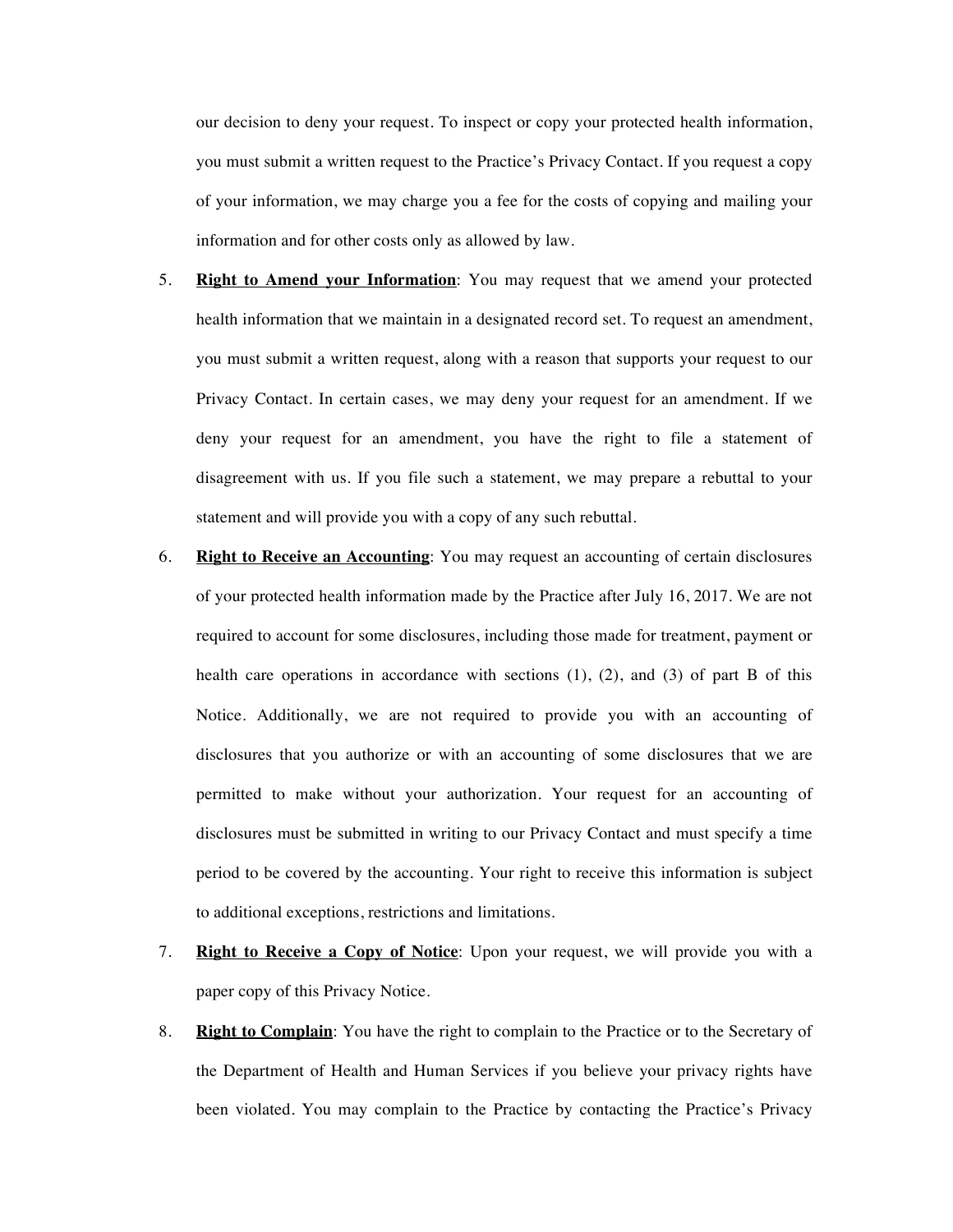our decision to deny your request. To inspect or copy your protected health information, you must submit a written request to the Practice's Privacy Contact. If you request a copy of your information, we may charge you a fee for the costs of copying and mailing your information and for other costs only as allowed by law.

5. **Right to Amend your Information**: You may request that we amend your protected health information that we maintain in a designated record set. To request an amendment, you must submit a written request, along with a reason that supports your request to our Privacy Contact. In certain cases, we may deny your request for an amendment. If we deny your request for an amendment, you have the right to file a statement of disagreement with us. If you file such a statement, we may prepare a rebuttal to your statement and will provide you with a copy of any such rebuttal.

6. **Right to Receive an Accounting**: You may request an accounting of certain disclosures of your protected health information made by the Practice after July 16, 2017. We are not required to account for some disclosures, including those made for treatment, payment or health care operations in accordance with sections (1), (2), and (3) of part B of this Notice. Additionally, we are not required to provide you with an accounting of disclosures that you authorize or with an accounting of some disclosures that we are permitted to make without your authorization. Your request for an accounting of disclosures must be submitted in writing to our Privacy Contact and must specify a time period to be covered by the accounting. Your right to receive this information is subject to additional exceptions, restrictions and limitations.

7. **Right to Receive a Copy of Notice**: Upon your request, we will provide you with a paper copy of this Privacy Notice.

8. **Right to Complain**: You have the right to complain to the Practice or to the Secretary of the Department of Health and Human Services if you believe your privacy rights have been violated. You may complain to the Practice by contacting the Practice's Privacy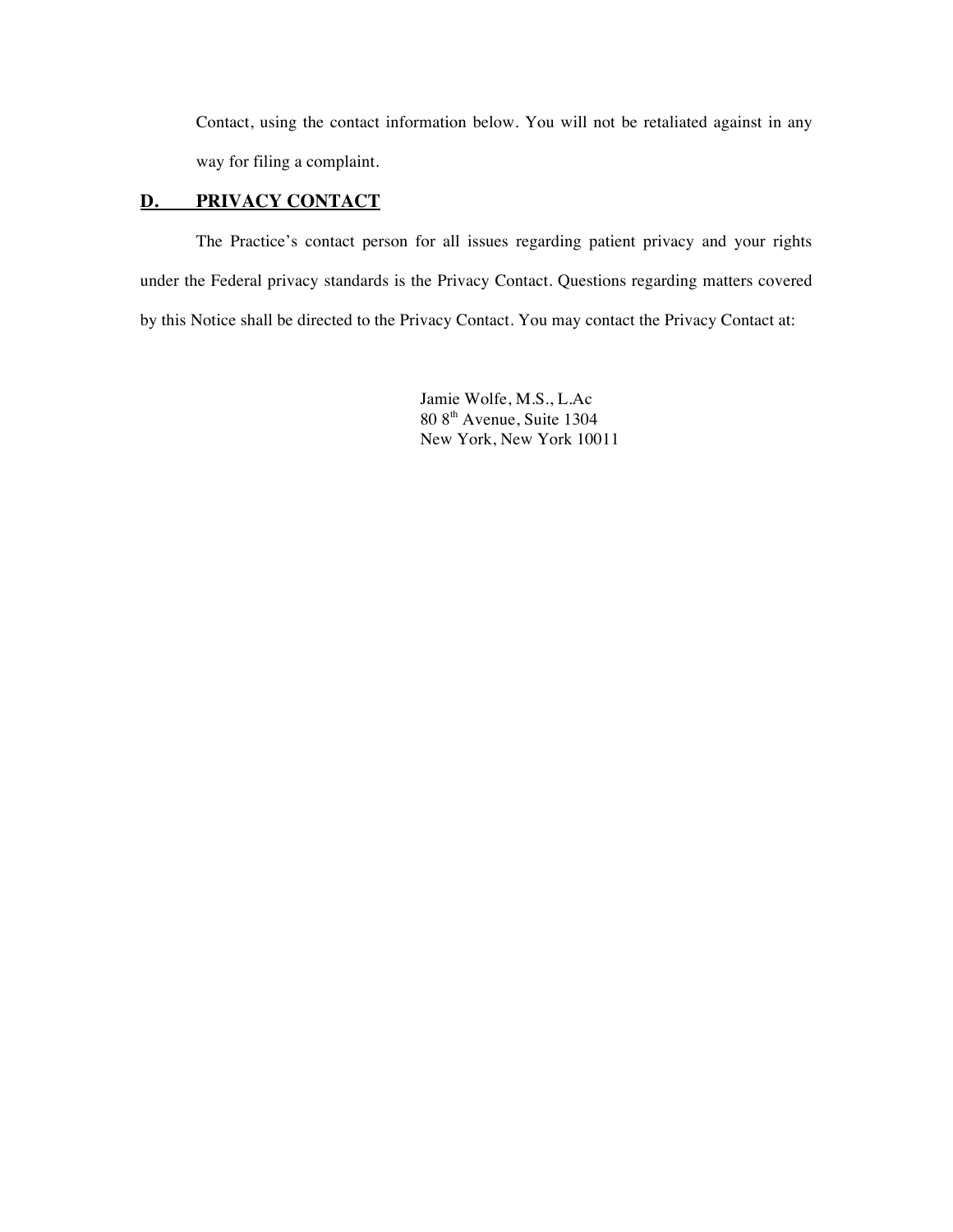Contact, using the contact information below. You will not be retaliated against in any way for filing a complaint.

## D. PRIVACY CONTACT

The Practice's contact person for all issues regarding patient privacy and your rights under the Federal privacy standards is the Privacy Contact. Questions regarding matters covered by this Notice shall be directed to the Privacy Contact. You may contact the Privacy Contact at:

Jamie Wolfe, M.S., L.Ac  
80 8th Avenue, Suite 1304  
New York, New York 10011